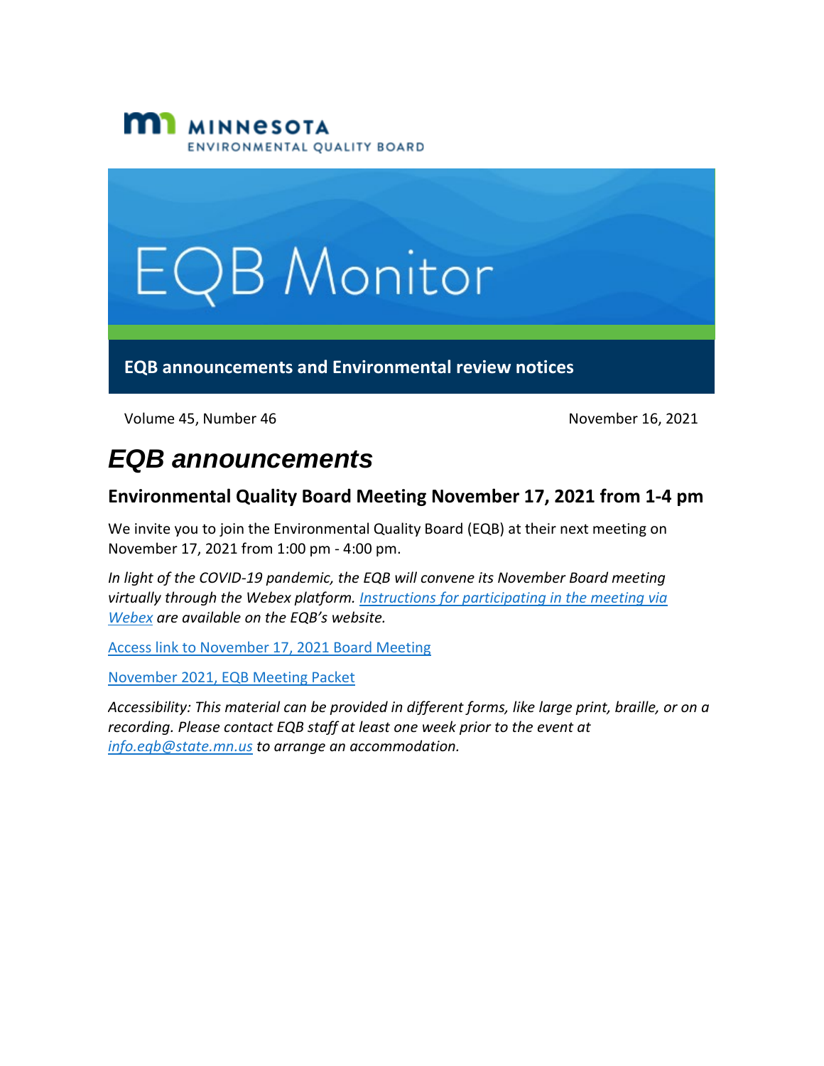MINNESOTA
ENVIRONMENTAL QUALITY BOARD

# EQB Monitor

**EQB announcements and Environmental review notices**

Volume 45, Number 46 November 16, 2021

# *EQB announcements*

## Environmental Quality Board Meeting November 17, 2021 from 1-4 pm

We invite you to join the Environmental Quality Board (EQB) at their next meeting on November 17, 2021 from 1:00 pm - 4:00 pm.

*In light of the COVID-19 pandemic, the EQB will convene its November Board meeting virtually through the Webex platform. Instructions for participating in the meeting via Webex are available on the EQB's website.*

Access link to November 17, 2021 Board Meeting

November 2021, EQB Meeting Packet

*Accessibility: This material can be provided in different forms, like large print, braille, or on a recording. Please contact EQB staff at least one week prior to the event at info.eqb@state.mn.us to arrange an accommodation.*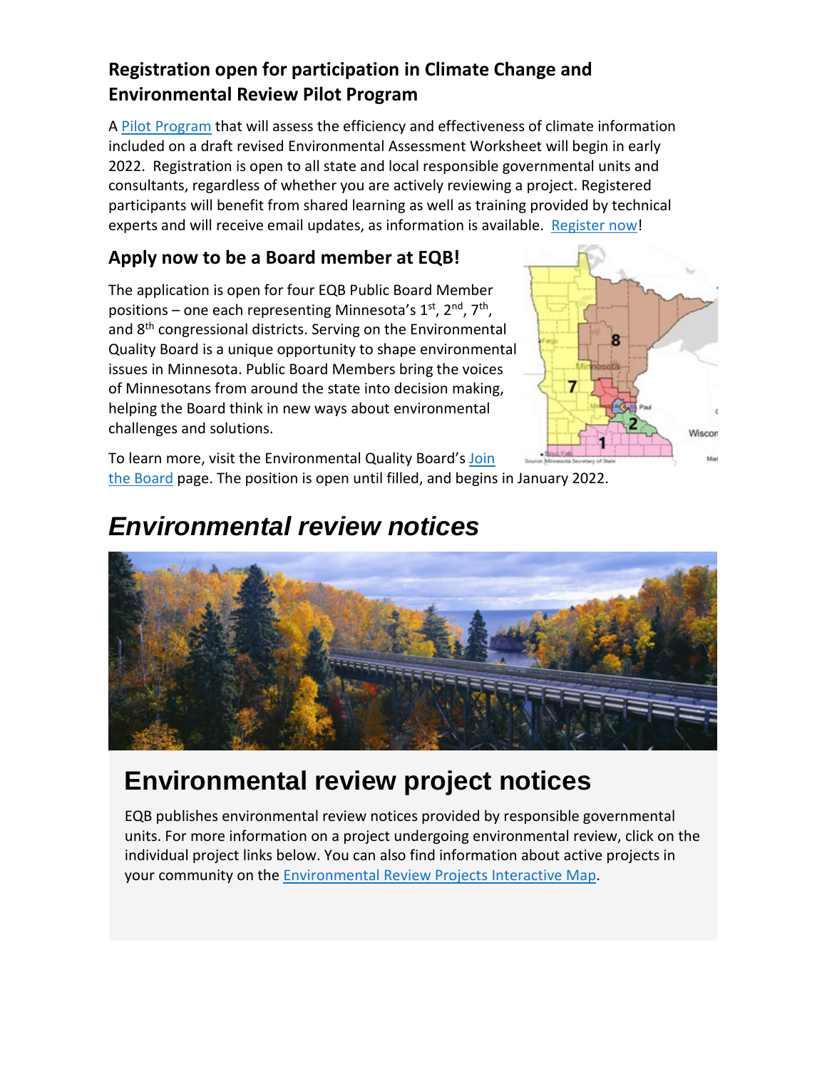## Registration open for participation in Climate Change and Environmental Review Pilot Program

A Pilot Program that will assess the efficiency and effectiveness of climate information included on a draft revised Environmental Assessment Worksheet will begin in early 2022. Registration is open to all state and local responsible governmental units and consultants, regardless of whether you are actively reviewing a project. Registered participants will benefit from shared learning as well as training provided by technical experts and will receive email updates, as information is available. Register now!

## Apply now to be a Board member at EQB!

The application is open for four EQB Public Board Member positions – one each representing Minnesota's 1st, 2nd, 7th, and 8th congressional districts. Serving on the Environmental Quality Board is a unique opportunity to shape environmental issues in Minnesota. Public Board Members bring the voices of Minnesotans from around the state into decision making, helping the Board think in new ways about environmental challenges and solutions.

To learn more, visit the Environmental Quality Board's Join the Board page. The position is open until filled, and begins in January 2022.

# *Environmental review notices*

# Environmental review project notices

EQB publishes environmental review notices provided by responsible governmental units. For more information on a project undergoing environmental review, click on the individual project links below. You can also find information about active projects in your community on the Environmental Review Projects Interactive Map.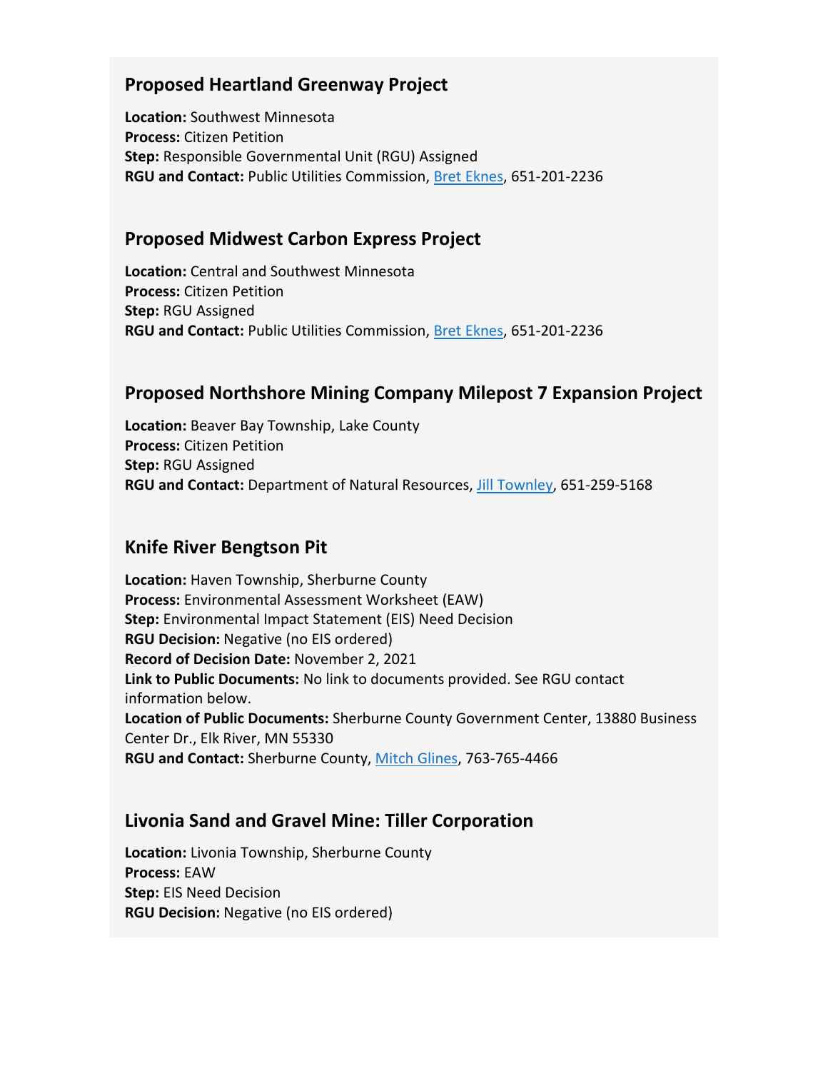## Proposed Heartland Greenway Project

**Location:** Southwest Minnesota
**Process:** Citizen Petition
**Step:** Responsible Governmental Unit (RGU) Assigned
**RGU and Contact:** Public Utilities Commission, Bret Eknes, 651-201-2236

## Proposed Midwest Carbon Express Project

**Location:** Central and Southwest Minnesota
**Process:** Citizen Petition
**Step:** RGU Assigned
**RGU and Contact:** Public Utilities Commission, Bret Eknes, 651-201-2236

## Proposed Northshore Mining Company Milepost 7 Expansion Project

**Location:** Beaver Bay Township, Lake County
**Process:** Citizen Petition
**Step:** RGU Assigned
**RGU and Contact:** Department of Natural Resources, Jill Townley, 651-259-5168

## Knife River Bengtson Pit

**Location:** Haven Township, Sherburne County
**Process:** Environmental Assessment Worksheet (EAW)
**Step:** Environmental Impact Statement (EIS) Need Decision
**RGU Decision:** Negative (no EIS ordered)
**Record of Decision Date:** November 2, 2021
**Link to Public Documents:** No link to documents provided. See RGU contact information below.
**Location of Public Documents:** Sherburne County Government Center, 13880 Business Center Dr., Elk River, MN 55330
**RGU and Contact:** Sherburne County, Mitch Glines, 763-765-4466

## Livonia Sand and Gravel Mine: Tiller Corporation

**Location:** Livonia Township, Sherburne County
**Process:** EAW
**Step:** EIS Need Decision
**RGU Decision:** Negative (no EIS ordered)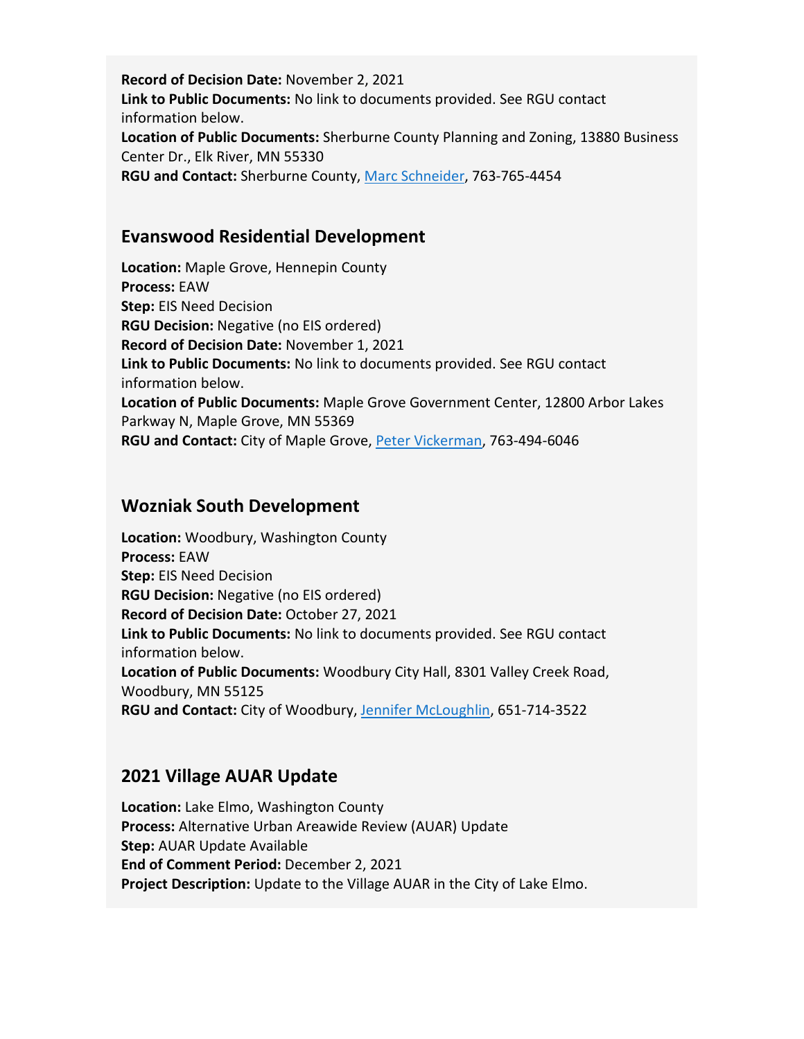**Record of Decision Date:** November 2, 2021
**Link to Public Documents:** No link to documents provided. See RGU contact information below.
**Location of Public Documents:** Sherburne County Planning and Zoning, 13880 Business Center Dr., Elk River, MN 55330
**RGU and Contact:** Sherburne County, Marc Schneider, 763-765-4454

## Evanswood Residential Development

**Location:** Maple Grove, Hennepin County
**Process:** EAW
**Step:** EIS Need Decision
**RGU Decision:** Negative (no EIS ordered)
**Record of Decision Date:** November 1, 2021
**Link to Public Documents:** No link to documents provided. See RGU contact information below.
**Location of Public Documents:** Maple Grove Government Center, 12800 Arbor Lakes Parkway N, Maple Grove, MN 55369
**RGU and Contact:** City of Maple Grove, Peter Vickerman, 763-494-6046

## Wozniak South Development

**Location:** Woodbury, Washington County
**Process:** EAW
**Step:** EIS Need Decision
**RGU Decision:** Negative (no EIS ordered)
**Record of Decision Date:** October 27, 2021
**Link to Public Documents:** No link to documents provided. See RGU contact information below.
**Location of Public Documents:** Woodbury City Hall, 8301 Valley Creek Road, Woodbury, MN 55125
**RGU and Contact:** City of Woodbury, Jennifer McLoughlin, 651-714-3522

## 2021 Village AUAR Update

**Location:** Lake Elmo, Washington County
**Process:** Alternative Urban Areawide Review (AUAR) Update
**Step:** AUAR Update Available
**End of Comment Period:** December 2, 2021
**Project Description:** Update to the Village AUAR in the City of Lake Elmo.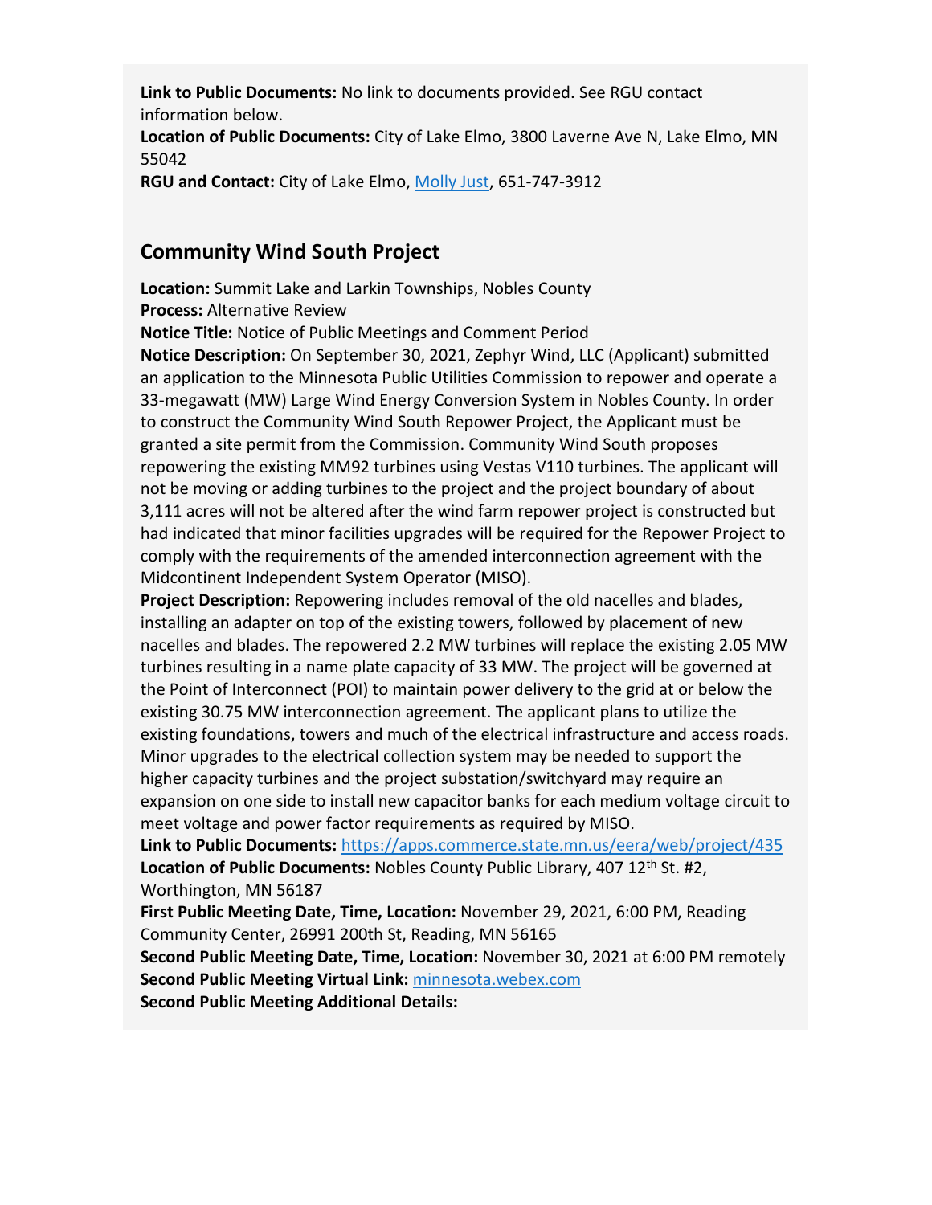**Link to Public Documents:** No link to documents provided. See RGU contact information below.
**Location of Public Documents:** City of Lake Elmo, 3800 Laverne Ave N, Lake Elmo, MN 55042
**RGU and Contact:** City of Lake Elmo, [Molly Just](), 651-747-3912

## Community Wind South Project

**Location:** Summit Lake and Larkin Townships, Nobles County
**Process:** Alternative Review
**Notice Title:** Notice of Public Meetings and Comment Period
**Notice Description:** On September 30, 2021, Zephyr Wind, LLC (Applicant) submitted an application to the Minnesota Public Utilities Commission to repower and operate a 33-megawatt (MW) Large Wind Energy Conversion System in Nobles County. In order to construct the Community Wind South Repower Project, the Applicant must be granted a site permit from the Commission. Community Wind South proposes repowering the existing MM92 turbines using Vestas V110 turbines. The applicant will not be moving or adding turbines to the project and the project boundary of about 3,111 acres will not be altered after the wind farm repower project is constructed but had indicated that minor facilities upgrades will be required for the Repower Project to comply with the requirements of the amended interconnection agreement with the Midcontinent Independent System Operator (MISO).
**Project Description:** Repowering includes removal of the old nacelles and blades, installing an adapter on top of the existing towers, followed by placement of new nacelles and blades. The repowered 2.2 MW turbines will replace the existing 2.05 MW turbines resulting in a name plate capacity of 33 MW. The project will be governed at the Point of Interconnect (POI) to maintain power delivery to the grid at or below the existing 30.75 MW interconnection agreement. The applicant plans to utilize the existing foundations, towers and much of the electrical infrastructure and access roads. Minor upgrades to the electrical collection system may be needed to support the higher capacity turbines and the project substation/switchyard may require an expansion on one side to install new capacitor banks for each medium voltage circuit to meet voltage and power factor requirements as required by MISO.
**Link to Public Documents:** [https://apps.commerce.state.mn.us/eera/web/project/435](https://apps.commerce.state.mn.us/eera/web/project/435)
**Location of Public Documents:** Nobles County Public Library, 407 12th St. #2, Worthington, MN 56187
**First Public Meeting Date, Time, Location:** November 29, 2021, 6:00 PM, Reading Community Center, 26991 200th St, Reading, MN 56165
**Second Public Meeting Date, Time, Location:** November 30, 2021 at 6:00 PM remotely
**Second Public Meeting Virtual Link:** [minnesota.webex.com]()
**Second Public Meeting Additional Details:**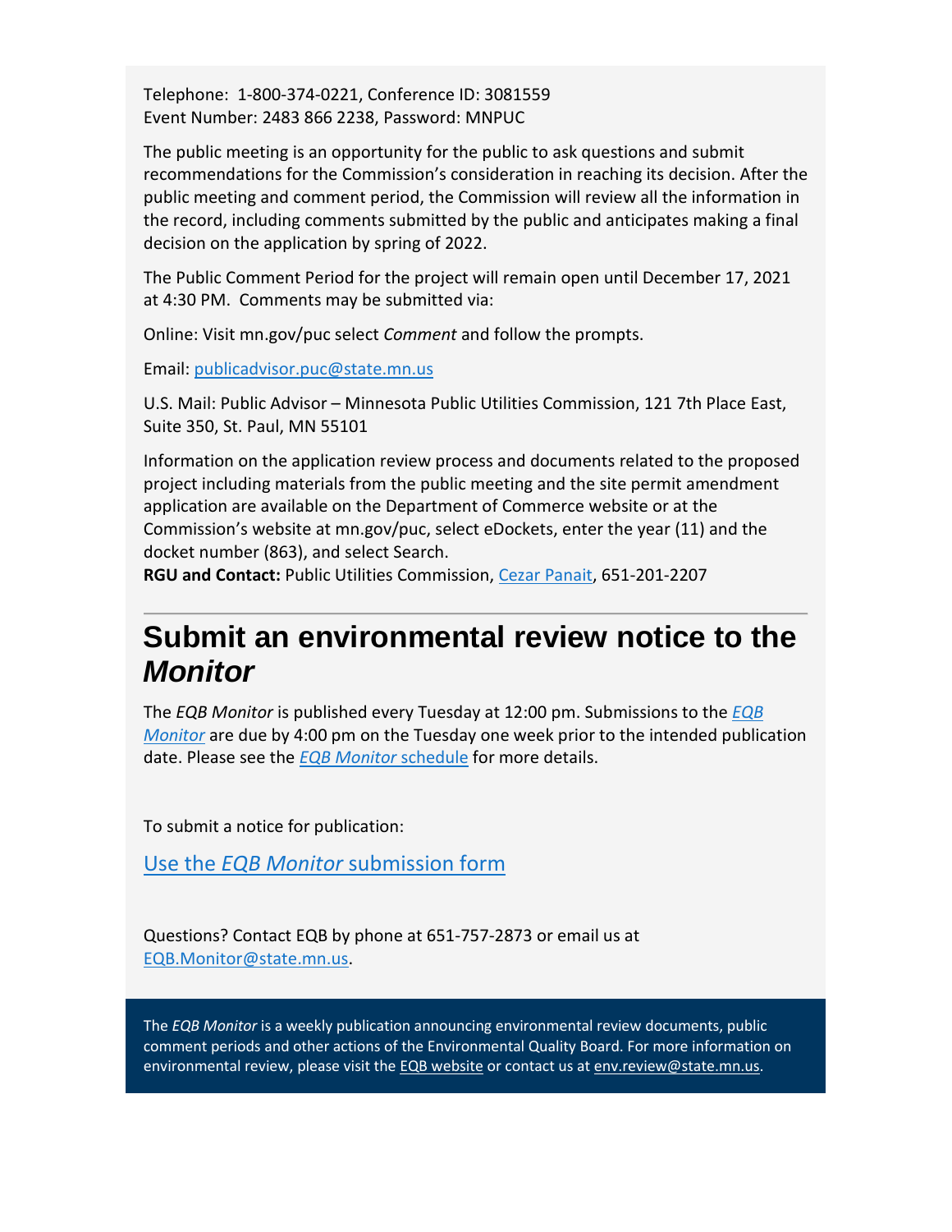Telephone: 1-800-374-0221, Conference ID: 3081559
Event Number: 2483 866 2238, Password: MNPUC

The public meeting is an opportunity for the public to ask questions and submit recommendations for the Commission's consideration in reaching its decision. After the public meeting and comment period, the Commission will review all the information in the record, including comments submitted by the public and anticipates making a final decision on the application by spring of 2022.

The Public Comment Period for the project will remain open until December 17, 2021 at 4:30 PM. Comments may be submitted via:

Online: Visit mn.gov/puc select *Comment* and follow the prompts.

Email: publicadvisor.puc@state.mn.us

U.S. Mail: Public Advisor – Minnesota Public Utilities Commission, 121 7th Place East, Suite 350, St. Paul, MN 55101

Information on the application review process and documents related to the proposed project including materials from the public meeting and the site permit amendment application are available on the Department of Commerce website or at the Commission's website at mn.gov/puc, select eDockets, enter the year (11) and the docket number (863), and select Search.
**RGU and Contact:** Public Utilities Commission, Cezar Panait, 651-201-2207

# Submit an environmental review notice to the *Monitor*

The *EQB Monitor* is published every Tuesday at 12:00 pm. Submissions to the *EQB Monitor* are due by 4:00 pm on the Tuesday one week prior to the intended publication date. Please see the *EQB Monitor* schedule for more details.

To submit a notice for publication:

Use the *EQB Monitor* submission form

Questions? Contact EQB by phone at 651-757-2873 or email us at EQB.Monitor@state.mn.us.

The *EQB Monitor* is a weekly publication announcing environmental review documents, public comment periods and other actions of the Environmental Quality Board. For more information on environmental review, please visit the EQB website or contact us at env.review@state.mn.us.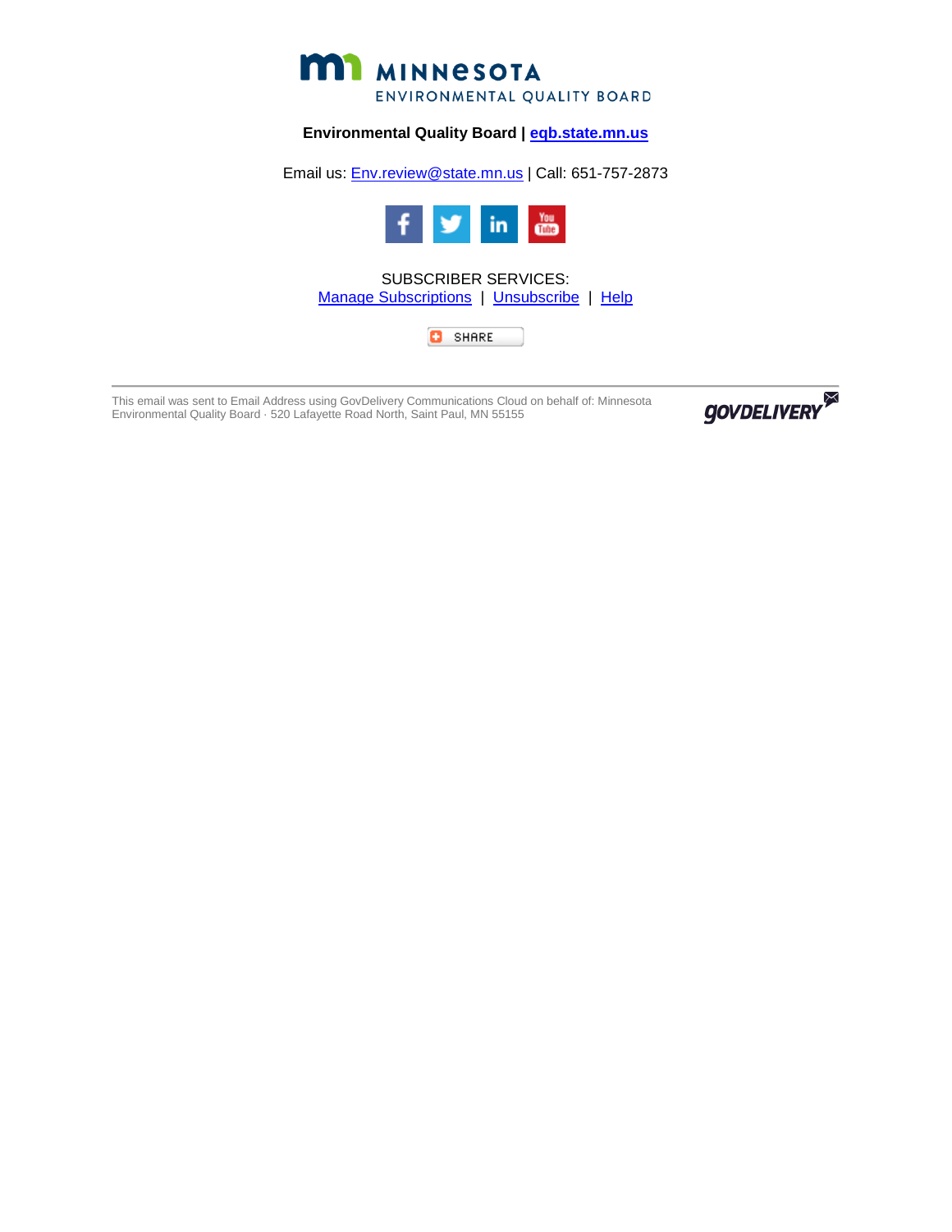**Environmental Quality Board | eqb.state.mn.us**

Email us: Env.review@state.mn.us | Call: 651-757-2873

SUBSCRIBER SERVICES:
Manage Subscriptions | Unsubscribe | Help

SHARE

This email was sent to Email Address using GovDelivery Communications Cloud on behalf of: Minnesota Environmental Quality Board · 520 Lafayette Road North, Saint Paul, MN 55155